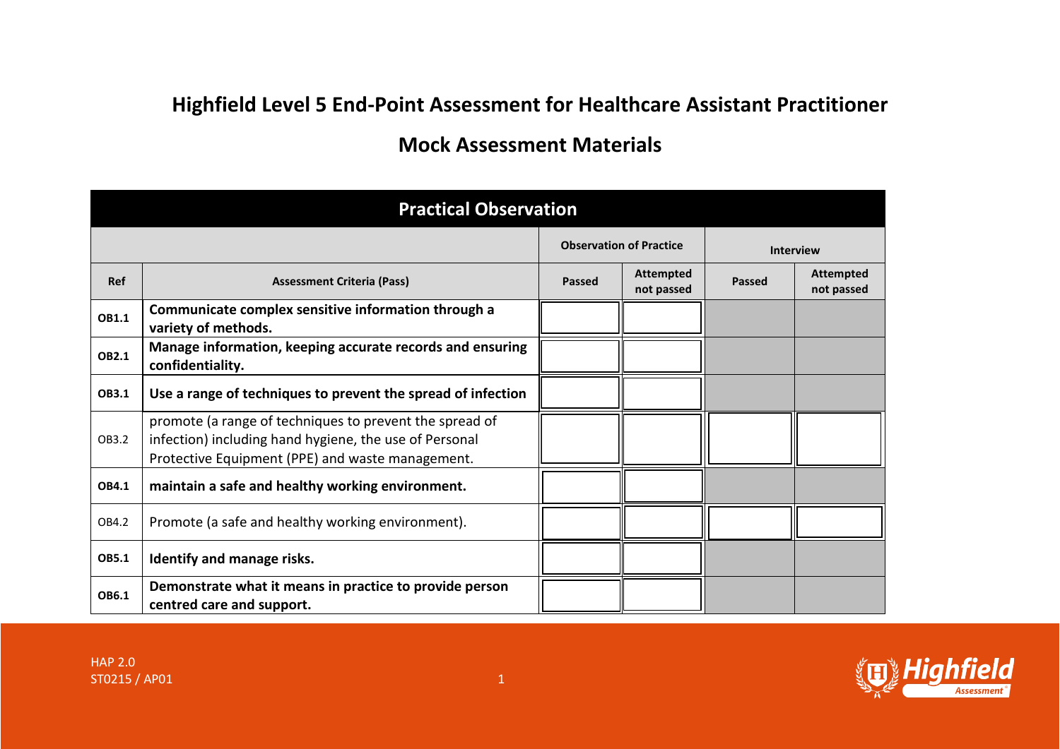# Highfield Level 5 End-Point Assessment for Healthcare Assistant Practitioner

## Mock Assessment Materials

| Practical Observation | | | | | |
|---|---|---|---|---|---|
| | | Observation of Practice | | Interview | |
| **Ref** | **Assessment Criteria (Pass)** | **Passed** | **Attempted not passed** | **Passed** | **Attempted not passed** |
| **OB1.1** | **Communicate complex sensitive information through a variety of methods.** | | | | |
| **OB2.1** | **Manage information, keeping accurate records and ensuring confidentiality.** | | | | |
| **OB3.1** | **Use a range of techniques to prevent the spread of infection** | | | | |
| OB3.2 | promote (a range of techniques to prevent the spread of infection) including hand hygiene, the use of Personal Protective Equipment (PPE) and waste management. | | | | |
| **OB4.1** | **maintain a safe and healthy working environment.** | | | | |
| OB4.2 | Promote (a safe and healthy working environment). | | | | |
| **OB5.1** | **Identify and manage risks.** | | | | |
| **OB6.1** | **Demonstrate what it means in practice to provide person centred care and support.** | | | | |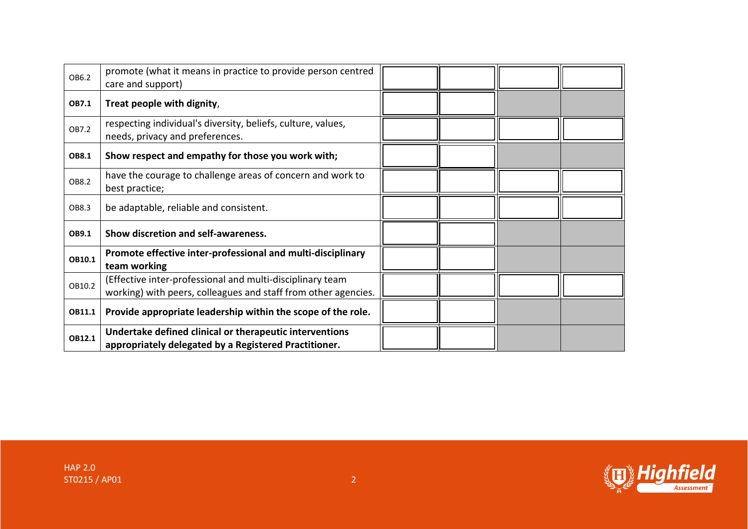| | | | | | |
|---|---|---|---|---|---|
| OB6.2 | promote (what it means in practice to provide person centred care and support) | | | | |
| **OB7.1** | **Treat people with dignity**, | | | | |
| OB7.2 | respecting individual's diversity, beliefs, culture, values, needs, privacy and preferences. | | | | |
| **OB8.1** | **Show respect and empathy for those you work with;** | | | | |
| OB8.2 | have the courage to challenge areas of concern and work to best practice; | | | | |
| OB8.3 | be adaptable, reliable and consistent. | | | | |
| **OB9.1** | **Show discretion and self-awareness.** | | | | |
| **OB10.1** | **Promote effective inter-professional and multi-disciplinary team working** | | | | |
| OB10.2 | (Effective inter-professional and multi-disciplinary team working) with peers, colleagues and staff from other agencies. | | | | |
| **OB11.1** | **Provide appropriate leadership within the scope of the role.** | | | | |
| **OB12.1** | **Undertake defined clinical or therapeutic interventions appropriately delegated by a Registered Practitioner.** | | | | |

HAP 2.0
ST0215 / AP01